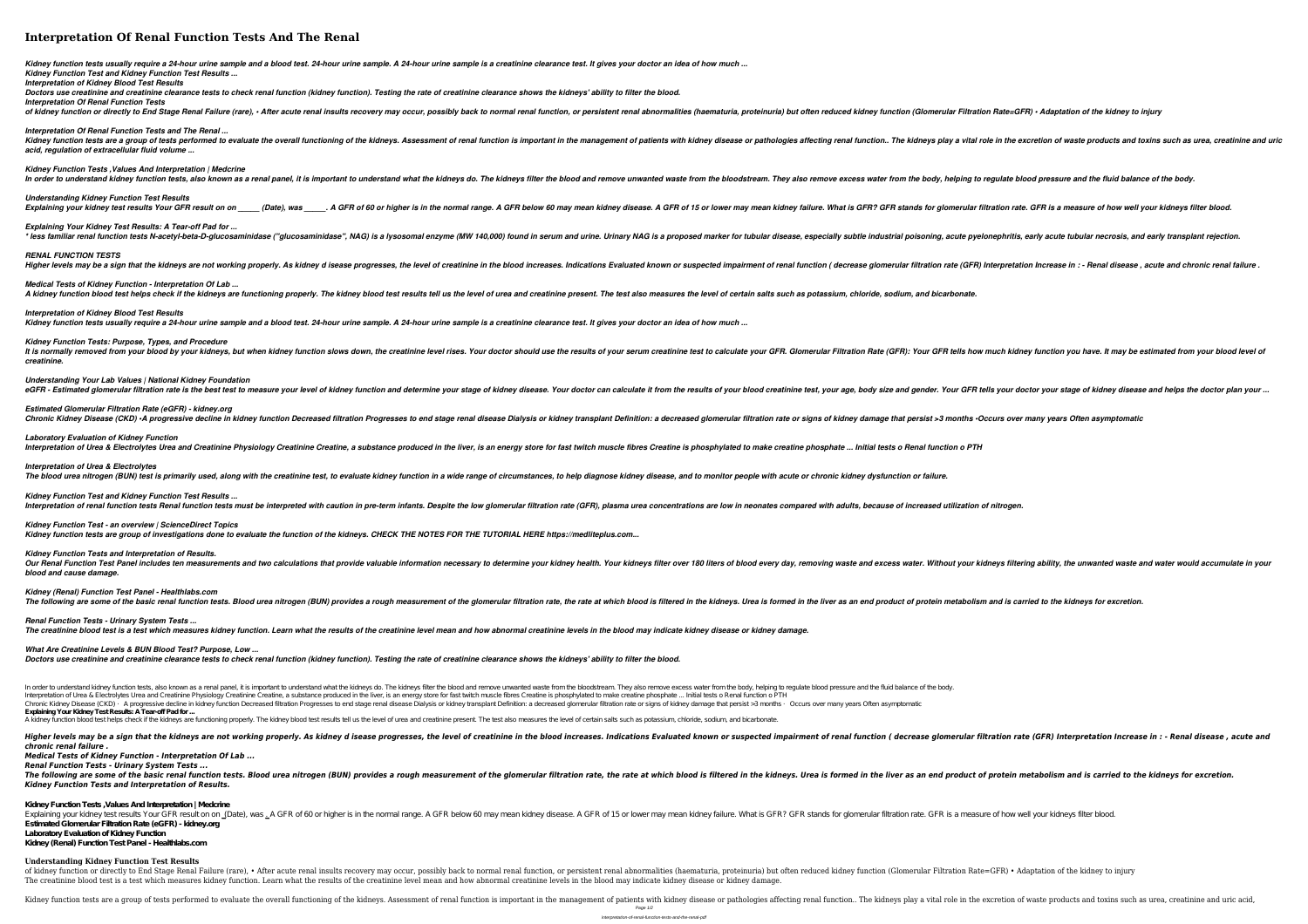# Interpretation Of Renal Function Tests And The Renal

***Kidney function tests usually require a 24-hour urine sample and a blood test. 24-hour urine sample. A 24-hour urine sample is a creatinine clearance test. It gives your doctor an idea of how much ...***
***Kidney Function Test and Kidney Function Test Results ...***
***Interpretation of Kidney Blood Test Results***
***Doctors use creatinine and creatinine clearance tests to check renal function (kidney function). Testing the rate of creatinine clearance shows the kidneys' ability to filter the blood.***
***Interpretation Of Renal Function Tests***
***of kidney function or directly to End Stage Renal Failure (rare), • After acute renal insults recovery may occur, possibly back to normal renal function, or persistent renal abnormalities (haematuria, proteinuria) but often reduced kidney function (Glomerular Filtration Rate=GFR) • Adaptation of the kidney to injury***

***Interpretation Of Renal Function Tests and The Renal ...***
***Kidney function tests are a group of tests performed to evaluate the overall functioning of the kidneys. Assessment of renal function is important in the management of patients with kidney disease or pathologies affecting renal function.. The kidneys play a vital role in the excretion of waste products and toxins such as urea, creatinine and uric acid, regulation of extracellular fluid volume ...***

***Kidney Function Tests ,Values And Interpretation | Medcrine***
***In order to understand kidney function tests, also known as a renal panel, it is important to understand what the kidneys do. The kidneys filter the blood and remove unwanted waste from the bloodstream. They also remove excess water from the body, helping to regulate blood pressure and the fluid balance of the body.***

***Understanding Kidney Function Test Results***
***Explaining your kidney test results Your GFR result on on _____ (Date), was _____. A GFR of 60 or higher is in the normal range. A GFR below 60 may mean kidney disease. A GFR of 15 or lower may mean kidney failure. What is GFR? GFR stands for glomerular filtration rate. GFR is a measure of how well your kidneys filter blood.***

***Explaining Your Kidney Test Results: A Tear-off Pad for ...***
***' less familiar renal function tests N-acetyl-beta-D-glucosaminidase ("glucosaminidase", NAG) is a lysosomal enzyme (MW 140,000) found in serum and urine. Urinary NAG is a proposed marker for tubular disease, especially subtle industrial poisoning, acute pyelonephritis, early acute tubular necrosis, and early transplant rejection.***

***RENAL FUNCTION TESTS***
***Higher levels may be a sign that the kidneys are not working properly. As kidney d isease progresses, the level of creatinine in the blood increases. Indications Evaluated known or suspected impairment of renal function ( decrease glomerular filtration rate (GFR) Interpretation Increase in : - Renal disease , acute and chronic renal failure .***

***Medical Tests of Kidney Function - Interpretation Of Lab ...***
***A kidney function blood test helps check if the kidneys are functioning properly. The kidney blood test results tell us the level of urea and creatinine present. The test also measures the level of certain salts such as potassium, chloride, sodium, and bicarbonate.***

***Interpretation of Kidney Blood Test Results***
***Kidney function tests usually require a 24-hour urine sample and a blood test. 24-hour urine sample. A 24-hour urine sample is a creatinine clearance test. It gives your doctor an idea of how much ...***

***Kidney Function Tests: Purpose, Types, and Procedure***
***It is normally removed from your blood by your kidneys, but when kidney function slows down, the creatinine level rises. Your doctor should use the results of your serum creatinine test to calculate your GFR. Glomerular Filtration Rate (GFR): Your GFR tells how much kidney function you have. It may be estimated from your blood level of creatinine.***

***Understanding Your Lab Values | National Kidney Foundation***
***eGFR - Estimated glomerular filtration rate is the best test to measure your level of kidney function and determine your stage of kidney disease. Your doctor can calculate it from the results of your blood creatinine test, your age, body size and gender. Your GFR tells your doctor your stage of kidney disease and helps the doctor plan your ...***

***Estimated Glomerular Filtration Rate (eGFR) - kidney.org***
***Chronic Kidney Disease (CKD) •A progressive decline in kidney function Decreased filtration Progresses to end stage renal disease Dialysis or kidney transplant Definition: a decreased glomerular filtration rate or signs of kidney damage that persist >3 months •Occurs over many years Often asymptomatic***

***Laboratory Evaluation of Kidney Function***
***Interpretation of Urea & Electrolytes Urea and Creatinine Physiology Creatinine Creatine, a substance produced in the liver, is an energy store for fast twitch muscle fibres Creatine is phosphylated to make creatine phosphate ... Initial tests o Renal function o PTH***

***Interpretation of Urea & Electrolytes***
***The blood urea nitrogen (BUN) test is primarily used, along with the creatinine test, to evaluate kidney function in a wide range of circumstances, to help diagnose kidney disease, and to monitor people with acute or chronic kidney dysfunction or failure.***

***Kidney Function Test and Kidney Function Test Results ...***
***Interpretation of renal function tests Renal function tests must be interpreted with caution in pre-term infants. Despite the low glomerular filtration rate (GFR), plasma urea concentrations are low in neonates compared with adults, because of increased utilization of nitrogen.***

***Kidney Function Test - an overview | ScienceDirect Topics***
***Kidney function tests are group of investigations done to evaluate the function of the kidneys. CHECK THE NOTES FOR THE TUTORIAL HERE https://mediteplus.com...***

***Kidney Function Tests and Interpretation of Results.***
***Our Renal Function Test Panel includes ten measurements and two calculations that provide valuable information necessary to determine your kidney health. Your kidneys filter over 180 liters of blood every day, removing waste and excess water. Without your kidneys filtering ability, the unwanted waste and water would accumulate in your blood and cause damage.***

***Kidney (Renal) Function Test Panel - Healthlabs.com***
***The following are some of the basic renal function tests. Blood urea nitrogen (BUN) provides a rough measurement of the glomerular filtration rate, the rate at which blood is filtered in the kidneys. Urea is formed in the liver as an end product of protein metabolism and is carried to the kidneys for excretion.***

***Renal Function Tests - Urinary System Tests ...***
***The creatinine blood test is a test which measures kidney function. Learn what the results of the creatinine level mean and how abnormal creatinine levels in the blood may indicate kidney disease or kidney damage.***

***What Are Creatinine Levels & BUN Blood Test? Purpose, Low ...***
***Doctors use creatinine and creatinine clearance tests to check renal function (kidney function). Testing the rate of creatinine clearance shows the kidneys' ability to filter the blood.***

In order to understand kidney function tests, also known as a renal panel, it is important to understand what the kidneys do. The kidneys filter the blood and remove unwanted waste from the bloodstream. They also remove excess water from the body, helping to regulate blood pressure and the fluid balance of the body.
Interpretation of Urea & Electrolytes Urea and Creatinine Physiology Creatinine Creatine, a substance produced in the liver, is an energy store for fast twitch muscle fibres Creatine is phosphylated to make creatine phosphate ... Initial tests o Renal function o PTH
Chronic Kidney Disease (CKD) · A progressive decline in kidney function Decreased filtration Progresses to end stage renal disease Dialysis or kidney transplant Definition: a decreased glomerular filtration rate or signs of kidney damage that persist >3 months · Occurs over many years Often asymptomatic
**Explaining Your Kidney Test Results: A Tear-off Pad for ...**
A kidney function blood test helps check if the kidneys are functioning properly. The kidney blood test results tell us the level of urea and creatinine present. The test also measures the level of certain salts such as potassium, chloride, sodium, and bicarbonate.

***Higher levels may be a sign that the kidneys are not working properly. As kidney d isease progresses, the level of creatinine in the blood increases. Indications Evaluated known or suspected impairment of renal function ( decrease glomerular filtration rate (GFR) Interpretation Increase in : - Renal disease , acute and chronic renal failure .***
***Medical Tests of Kidney Function - Interpretation Of Lab ...***
***Renal Function Tests - Urinary System Tests ...***
***The following are some of the basic renal function tests. Blood urea nitrogen (BUN) provides a rough measurement of the glomerular filtration rate, the rate at which blood is filtered in the kidneys. Urea is formed in the liver as an end product of protein metabolism and is carried to the kidneys for excretion.***
***Kidney Function Tests and Interpretation of Results.***

**Kidney Function Tests ,Values And Interpretation | Medcrine**
Explaining your kidney test results Your GFR result on on _(Date), was _ A GFR of 60 or higher is in the normal range. A GFR below 60 may mean kidney disease. A GFR of 15 or lower may mean kidney failure. What is GFR? GFR stands for glomerular filtration rate. GFR is a measure of how well your kidneys filter blood.
**Estimated Glomerular Filtration Rate (eGFR) - kidney.org**
**Laboratory Evaluation of Kidney Function**
**Kidney (Renal) Function Test Panel - Healthlabs.com**

**Understanding Kidney Function Test Results**
of kidney function or directly to End Stage Renal Failure (rare), • After acute renal insults recovery may occur, possibly back to normal renal function, or persistent renal abnormalities (haematuria, proteinuria) but often reduced kidney function (Glomerular Filtration Rate=GFR) • Adaptation of the kidney to injury
The creatinine blood test is a test which measures kidney function. Learn what the results of the creatinine level mean and how abnormal creatinine levels in the blood may indicate kidney disease or kidney damage.

Kidney function tests are a group of tests performed to evaluate the overall functioning of the kidneys. Assessment of renal function is important in the management of patients with kidney disease or pathologies affecting renal function.. The kidneys play a vital role in the excretion of waste products and toxins such as urea, creatinine and uric acid,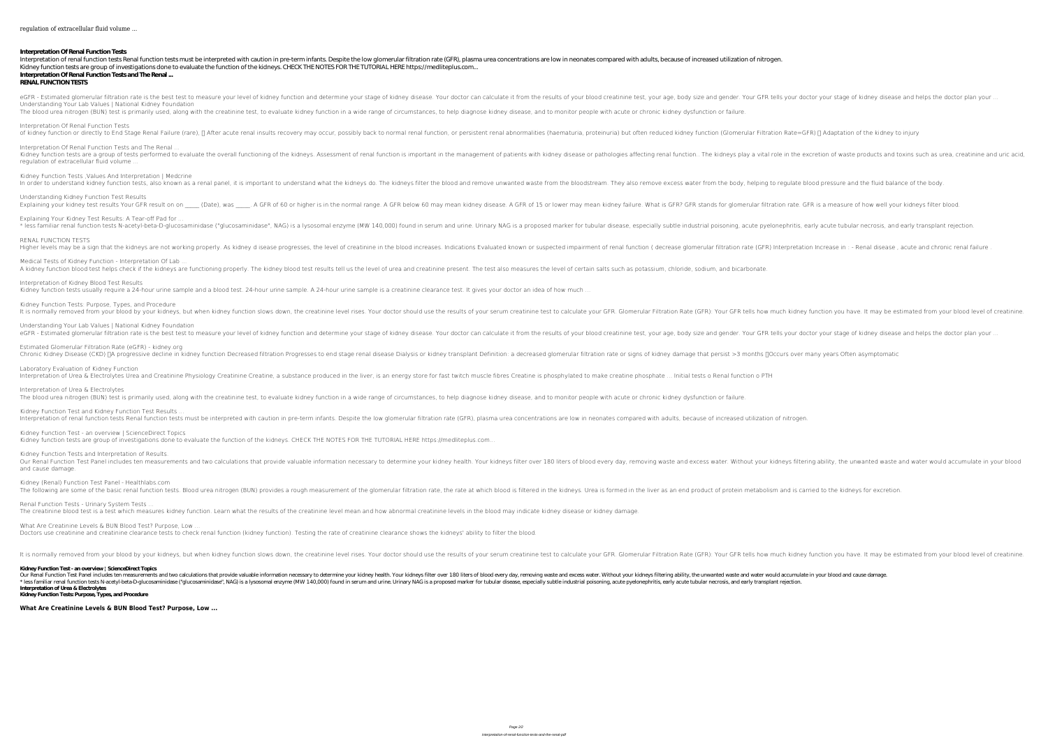regulation of extracellular fluid volume ...

**Interpretation Of Renal Function Tests**

Interpretation of renal function tests Renal function tests must be interpreted with caution in pre-term infants. Despite the low glomerular filtration rate (GFR), plasma urea concentrations are low in neonates compared with adults, because of increased utilization of nitrogen.
Kidney function tests are group of investigations done to evaluate the function of the kidneys. CHECK THE NOTES FOR THE TUTORIAL HERE https://medliteplus.com...
**Interpretation Of Renal Function Tests and The Renal ...**
**RENAL FUNCTION TESTS**

eGFR - Estimated glomerular filtration rate is the best test to measure your level of kidney function and determine your stage of kidney disease. Your doctor can calculate it from the results of your blood creatinine test, your age, body size and gender. Your GFR tells your doctor your stage of kidney disease and helps the doctor plan your ...
Understanding Your Lab Values | National Kidney Foundation
The blood urea nitrogen (BUN) test is primarily used, along with the creatinine test, to evaluate kidney function in a wide range of circumstances, to help diagnose kidney disease, and to monitor people with acute or chronic kidney dysfunction or failure.

Interpretation Of Renal Function Tests
of kidney function or directly to End Stage Renal Failure (rare), After acute renal insults recovery may occur, possibly back to normal renal function, or persistent renal abnormalities (haematuria, proteinuria) but often reduced kidney function (Glomerular Filtration Rate=GFR) Adaptation of the kidney to injury

Interpretation Of Renal Function Tests and The Renal ...
Kidney function tests are a group of tests performed to evaluate the overall functioning of the kidneys. Assessment of renal function is important in the management of patients with kidney disease or pathologies affecting renal function.. The kidneys play a vital role in the excretion of waste products and toxins such as urea, creatinine and uric acid, regulation of extracellular fluid volume ...

Kidney Function Tests ,Values And Interpretation | Medcrine
In order to understand kidney function tests, also known as a renal panel, it is important to understand what the kidneys do. The kidneys filter the blood and remove unwanted waste from the bloodstream. They also remove excess water from the body, helping to regulate blood pressure and the fluid balance of the body.

Understanding Kidney Function Test Results
Explaining your kidney test results Your GFR result on on _____ (Date), was _____. A GFR of 60 or higher is in the normal range. A GFR below 60 may mean kidney disease. A GFR of 15 or lower may mean kidney failure. What is GFR? GFR stands for glomerular filtration rate. GFR is a measure of how well your kidneys filter blood.

Explaining Your Kidney Test Results: A Tear-off Pad for ...
* less familiar renal function tests N-acetyl-beta-D-glucosaminidase ("glucosaminidase", NAG) is a lysosomal enzyme (MW 140,000) found in serum and urine. Urinary NAG is a proposed marker for tubular disease, especially subtle industrial poisoning, acute pyelonephritis, early acute tubular necrosis, and early transplant rejection.

RENAL FUNCTION TESTS
Higher levels may be a sign that the kidneys are not working properly. As kidney d isease progresses, the level of creatinine in the blood increases. Indications Evaluated known or suspected impairment of renal function ( decrease glomerular filtration rate (GFR) Interpretation Increase in : - Renal disease , acute and chronic renal failure .

Medical Tests of Kidney Function - Interpretation Of Lab ...
A kidney function blood test helps check if the kidneys are functioning properly. The kidney blood test results tell us the level of urea and creatinine present. The test also measures the level of certain salts such as potassium, chloride, sodium, and bicarbonate.

Interpretation of Kidney Blood Test Results
Kidney function tests usually require a 24-hour urine sample and a blood test. 24-hour urine sample. A 24-hour urine sample is a creatinine clearance test. It gives your doctor an idea of how much ...

Kidney Function Tests: Purpose, Types, and Procedure
It is normally removed from your blood by your kidneys, but when kidney function slows down, the creatinine level rises. Your doctor should use the results of your serum creatinine test to calculate your GFR. Glomerular Filtration Rate (GFR): Your GFR tells how much kidney function you have. It may be estimated from your blood level of creatinine.

Understanding Your Lab Values | National Kidney Foundation
eGFR - Estimated glomerular filtration rate is the best test to measure your level of kidney function and determine your stage of kidney disease. Your doctor can calculate it from the results of your blood creatinine test, your age, body size and gender. Your GFR tells your doctor your stage of kidney disease and helps the doctor plan your ...

Estimated Glomerular Filtration Rate (eGFR) - kidney.org
Chronic Kidney Disease (CKD) A progressive decline in kidney function Decreased filtration Progresses to end stage renal disease Dialysis or kidney transplant Definition: a decreased glomerular filtration rate or signs of kidney damage that persist >3 months Occurs over many years Often asymptomatic

Laboratory Evaluation of Kidney Function
Interpretation of Urea & Electrolytes Urea and Creatinine Physiology Creatinine Creatine, a substance produced in the liver, is an energy store for fast twitch muscle fibres Creatine is phosphylated to make creatine phosphate ... Initial tests o Renal function o PTH

Interpretation of Urea & Electrolytes
The blood urea nitrogen (BUN) test is primarily used, along with the creatinine test, to evaluate kidney function in a wide range of circumstances, to help diagnose kidney disease, and to monitor people with acute or chronic kidney dysfunction or failure.

Kidney Function Test and Kidney Function Test Results ...
Interpretation of renal function tests Renal function tests must be interpreted with caution in pre-term infants. Despite the low glomerular filtration rate (GFR), plasma urea concentrations are low in neonates compared with adults, because of increased utilization of nitrogen.

Kidney Function Test - an overview | ScienceDirect Topics
Kidney function tests are group of investigations done to evaluate the function of the kidneys. CHECK THE NOTES FOR THE TUTORIAL HERE https://medliteplus.com...

Kidney Function Tests and Interpretation of Results.
Our Renal Function Test Panel includes ten measurements and two calculations that provide valuable information necessary to determine your kidney health. Your kidneys filter over 180 liters of blood every day, removing waste and excess water. Without your kidneys filtering ability, the unwanted waste and water would accumulate in your blood and cause damage.

Kidney (Renal) Function Test Panel - Healthlabs.com
The following are some of the basic renal function tests. Blood urea nitrogen (BUN) provides a rough measurement of the glomerular filtration rate, the rate at which blood is filtered in the kidneys. Urea is formed in the liver as an end product of protein metabolism and is carried to the kidneys for excretion.

Renal Function Tests - Urinary System Tests ...
The creatinine blood test is a test which measures kidney function. Learn what the results of the creatinine level mean and how abnormal creatinine levels in the blood may indicate kidney disease or kidney damage.

What Are Creatinine Levels & BUN Blood Test? Purpose, Low ...
Doctors use creatinine and creatinine clearance tests to check renal function (kidney function). Testing the rate of creatinine clearance shows the kidneys' ability to filter the blood.

It is normally removed from your blood by your kidneys, but when kidney function slows down, the creatinine level rises. Your doctor should use the results of your serum creatinine test to calculate your GFR. Glomerular Filtration Rate (GFR): Your GFR tells how much kidney function you have. It may be estimated from your blood level of creatinine.

**Kidney Function Test - an overview | ScienceDirect Topics**
Our Renal Function Test Panel includes ten measurements and two calculations that provide valuable information necessary to determine your kidney health. Your kidneys filter over 180 liters of blood every day, removing waste and excess water. Without your kidneys filtering ability, the unwanted waste and water would accumulate in your blood and cause damage.
* less familiar renal function tests N-acetyl-beta-D-glucosaminidase ("glucosaminidase", NAG) is a lysosomal enzyme (MW 140,000) found in serum and urine. Urinary NAG is a proposed marker for tubular disease, especially subtle industrial poisoning, acute pyelonephritis, early acute tubular necrosis, and early transplant rejection.
**Interpretation of Urea & Electrolytes**
**Kidney Function Tests: Purpose, Types, and Procedure**

**What Are Creatinine Levels & BUN Blood Test? Purpose, Low ...**